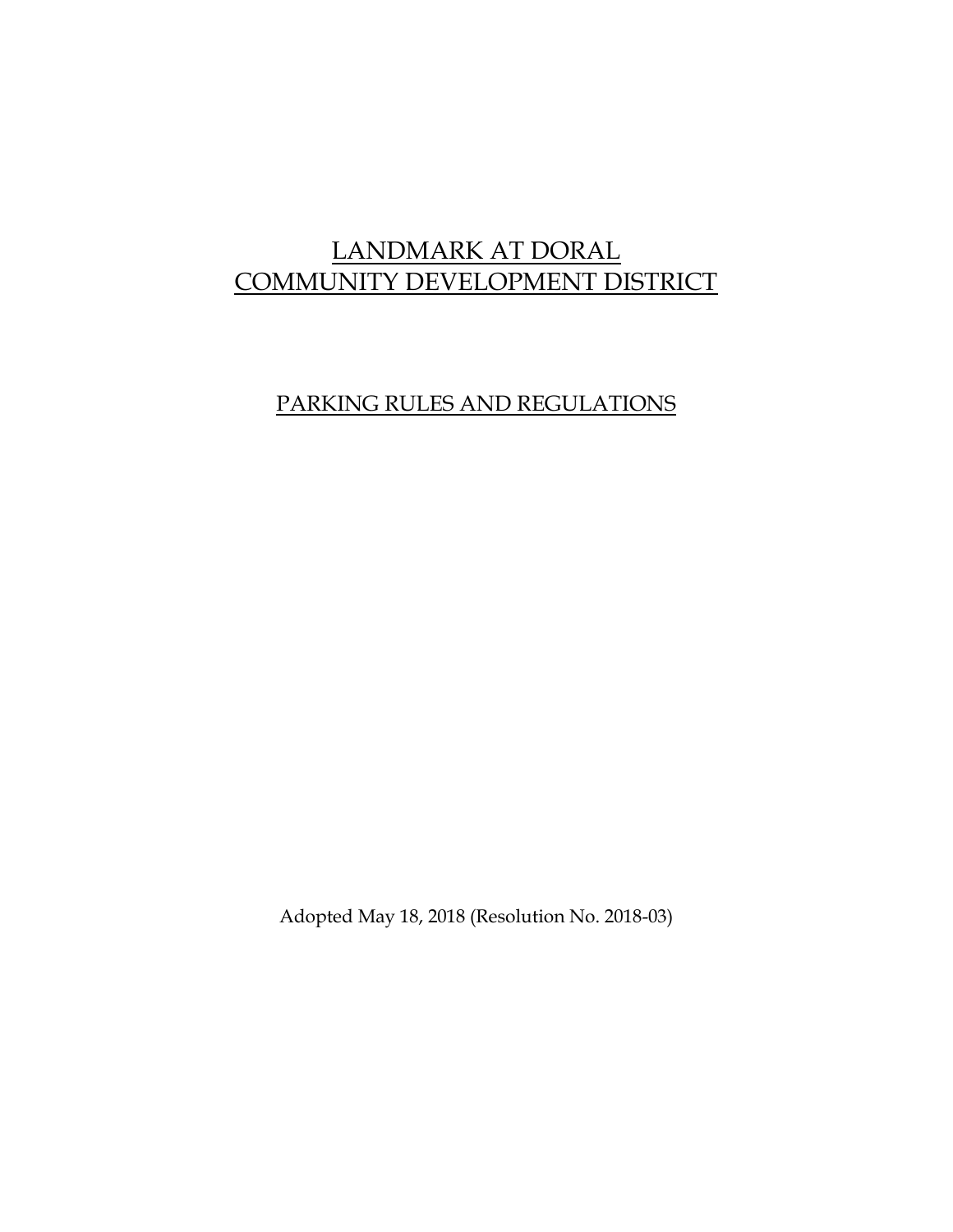# LANDMARK AT DORAL
# COMMUNITY DEVELOPMENT DISTRICT

## PARKING RULES AND REGULATIONS

Adopted May 18, 2018 (Resolution No. 2018-03)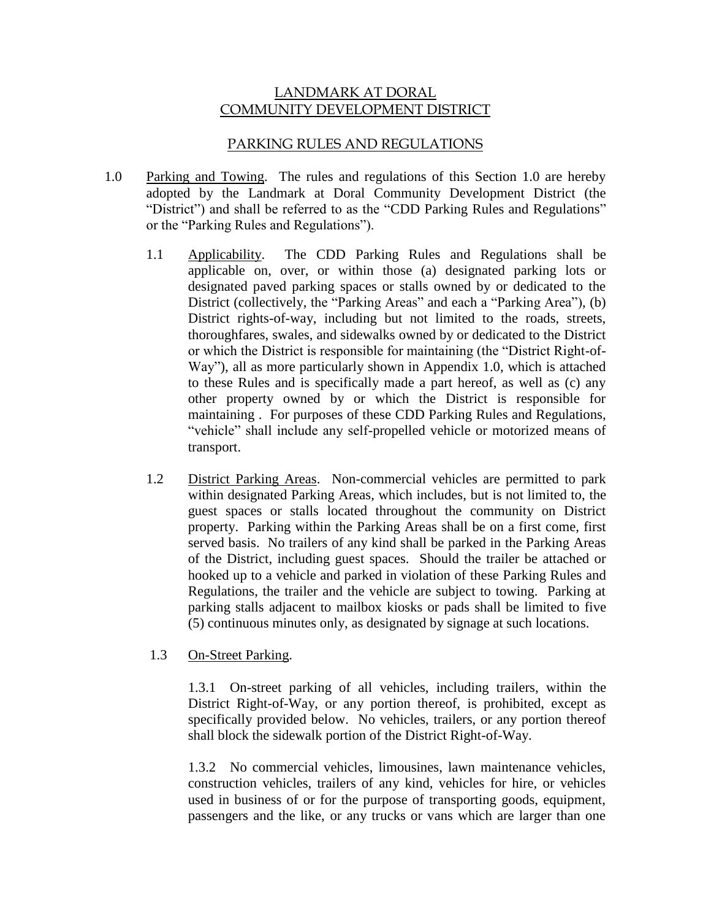# LANDMARK AT DORAL COMMUNITY DEVELOPMENT DISTRICT

## PARKING RULES AND REGULATIONS

1.0 Parking and Towing. The rules and regulations of this Section 1.0 are hereby adopted by the Landmark at Doral Community Development District (the "District") and shall be referred to as the "CDD Parking Rules and Regulations" or the "Parking Rules and Regulations").

1.1 Applicability. The CDD Parking Rules and Regulations shall be applicable on, over, or within those (a) designated parking lots or designated paved parking spaces or stalls owned by or dedicated to the District (collectively, the "Parking Areas" and each a "Parking Area"), (b) District rights-of-way, including but not limited to the roads, streets, thoroughfares, swales, and sidewalks owned by or dedicated to the District or which the District is responsible for maintaining (the "District Right-of-Way"), all as more particularly shown in Appendix 1.0, which is attached to these Rules and is specifically made a part hereof, as well as (c) any other property owned by or which the District is responsible for maintaining . For purposes of these CDD Parking Rules and Regulations, "vehicle" shall include any self-propelled vehicle or motorized means of transport.

1.2 District Parking Areas. Non-commercial vehicles are permitted to park within designated Parking Areas, which includes, but is not limited to, the guest spaces or stalls located throughout the community on District property. Parking within the Parking Areas shall be on a first come, first served basis. No trailers of any kind shall be parked in the Parking Areas of the District, including guest spaces. Should the trailer be attached or hooked up to a vehicle and parked in violation of these Parking Rules and Regulations, the trailer and the vehicle are subject to towing. Parking at parking stalls adjacent to mailbox kiosks or pads shall be limited to five (5) continuous minutes only, as designated by signage at such locations.

1.3 On-Street Parking.

1.3.1 On-street parking of all vehicles, including trailers, within the District Right-of-Way, or any portion thereof, is prohibited, except as specifically provided below. No vehicles, trailers, or any portion thereof shall block the sidewalk portion of the District Right-of-Way.

1.3.2 No commercial vehicles, limousines, lawn maintenance vehicles, construction vehicles, trailers of any kind, vehicles for hire, or vehicles used in business of or for the purpose of transporting goods, equipment, passengers and the like, or any trucks or vans which are larger than one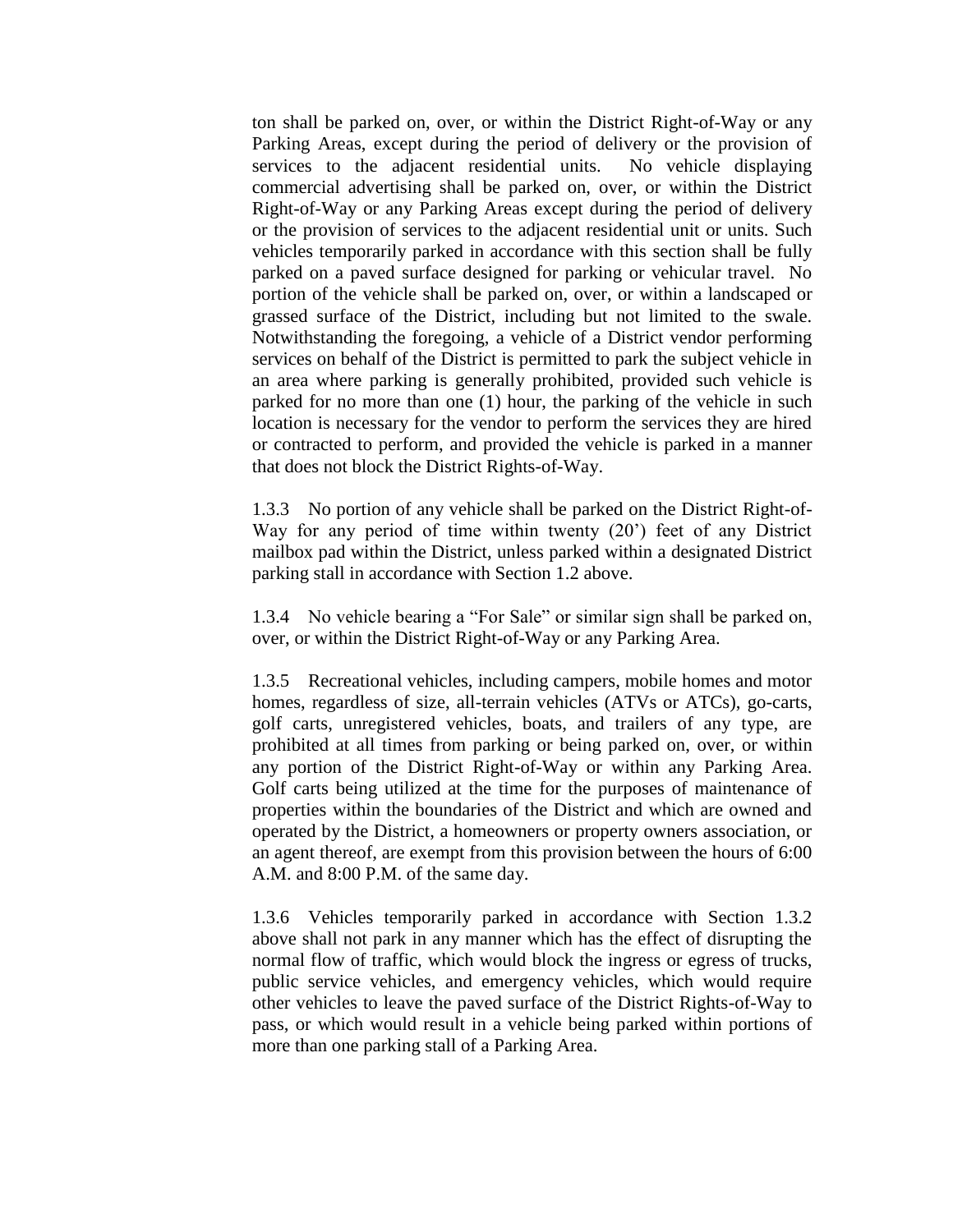ton shall be parked on, over, or within the District Right-of-Way or any Parking Areas, except during the period of delivery or the provision of services to the adjacent residential units. No vehicle displaying commercial advertising shall be parked on, over, or within the District Right-of-Way or any Parking Areas except during the period of delivery or the provision of services to the adjacent residential unit or units. Such vehicles temporarily parked in accordance with this section shall be fully parked on a paved surface designed for parking or vehicular travel. No portion of the vehicle shall be parked on, over, or within a landscaped or grassed surface of the District, including but not limited to the swale. Notwithstanding the foregoing, a vehicle of a District vendor performing services on behalf of the District is permitted to park the subject vehicle in an area where parking is generally prohibited, provided such vehicle is parked for no more than one (1) hour, the parking of the vehicle in such location is necessary for the vendor to perform the services they are hired or contracted to perform, and provided the vehicle is parked in a manner that does not block the District Rights-of-Way.

1.3.3 No portion of any vehicle shall be parked on the District Right-of-Way for any period of time within twenty (20') feet of any District mailbox pad within the District, unless parked within a designated District parking stall in accordance with Section 1.2 above.

1.3.4 No vehicle bearing a "For Sale" or similar sign shall be parked on, over, or within the District Right-of-Way or any Parking Area.

1.3.5 Recreational vehicles, including campers, mobile homes and motor homes, regardless of size, all-terrain vehicles (ATVs or ATCs), go-carts, golf carts, unregistered vehicles, boats, and trailers of any type, are prohibited at all times from parking or being parked on, over, or within any portion of the District Right-of-Way or within any Parking Area. Golf carts being utilized at the time for the purposes of maintenance of properties within the boundaries of the District and which are owned and operated by the District, a homeowners or property owners association, or an agent thereof, are exempt from this provision between the hours of 6:00 A.M. and 8:00 P.M. of the same day.

1.3.6 Vehicles temporarily parked in accordance with Section 1.3.2 above shall not park in any manner which has the effect of disrupting the normal flow of traffic, which would block the ingress or egress of trucks, public service vehicles, and emergency vehicles, which would require other vehicles to leave the paved surface of the District Rights-of-Way to pass, or which would result in a vehicle being parked within portions of more than one parking stall of a Parking Area.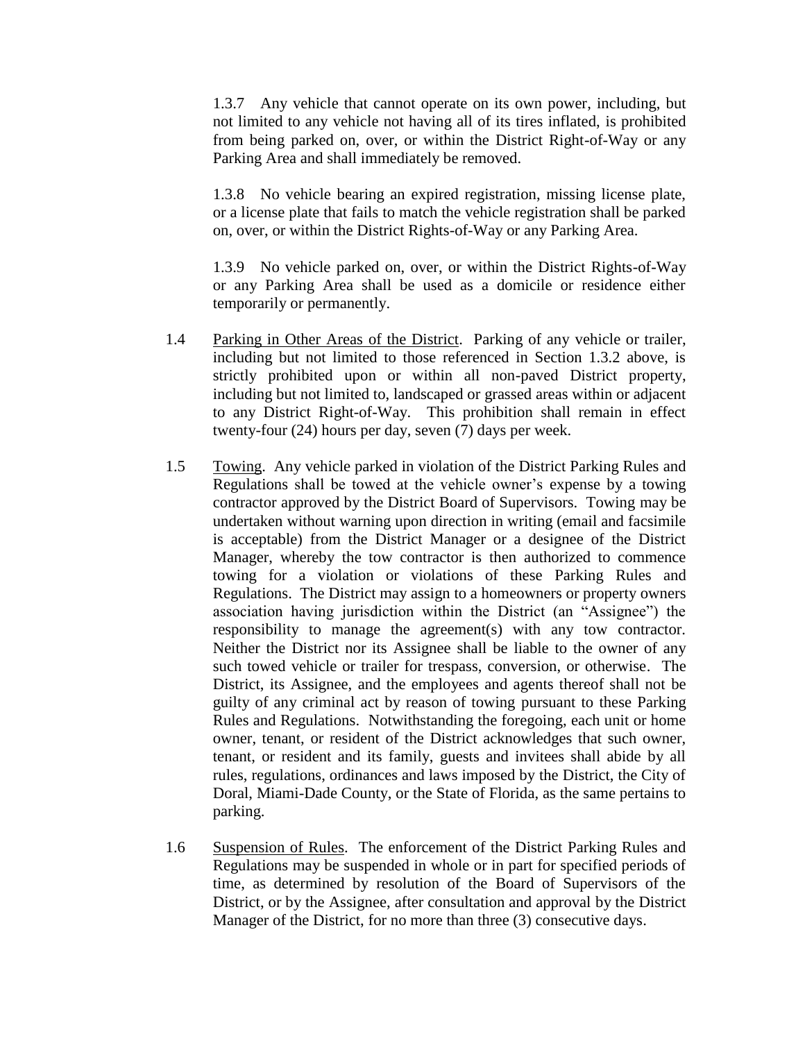1.3.7 Any vehicle that cannot operate on its own power, including, but not limited to any vehicle not having all of its tires inflated, is prohibited from being parked on, over, or within the District Right-of-Way or any Parking Area and shall immediately be removed.

1.3.8 No vehicle bearing an expired registration, missing license plate, or a license plate that fails to match the vehicle registration shall be parked on, over, or within the District Rights-of-Way or any Parking Area.

1.3.9 No vehicle parked on, over, or within the District Rights-of-Way or any Parking Area shall be used as a domicile or residence either temporarily or permanently.

1.4 Parking in Other Areas of the District. Parking of any vehicle or trailer, including but not limited to those referenced in Section 1.3.2 above, is strictly prohibited upon or within all non-paved District property, including but not limited to, landscaped or grassed areas within or adjacent to any District Right-of-Way. This prohibition shall remain in effect twenty-four (24) hours per day, seven (7) days per week.

1.5 Towing. Any vehicle parked in violation of the District Parking Rules and Regulations shall be towed at the vehicle owner's expense by a towing contractor approved by the District Board of Supervisors. Towing may be undertaken without warning upon direction in writing (email and facsimile is acceptable) from the District Manager or a designee of the District Manager, whereby the tow contractor is then authorized to commence towing for a violation or violations of these Parking Rules and Regulations. The District may assign to a homeowners or property owners association having jurisdiction within the District (an "Assignee") the responsibility to manage the agreement(s) with any tow contractor. Neither the District nor its Assignee shall be liable to the owner of any such towed vehicle or trailer for trespass, conversion, or otherwise. The District, its Assignee, and the employees and agents thereof shall not be guilty of any criminal act by reason of towing pursuant to these Parking Rules and Regulations. Notwithstanding the foregoing, each unit or home owner, tenant, or resident of the District acknowledges that such owner, tenant, or resident and its family, guests and invitees shall abide by all rules, regulations, ordinances and laws imposed by the District, the City of Doral, Miami-Dade County, or the State of Florida, as the same pertains to parking.

1.6 Suspension of Rules. The enforcement of the District Parking Rules and Regulations may be suspended in whole or in part for specified periods of time, as determined by resolution of the Board of Supervisors of the District, or by the Assignee, after consultation and approval by the District Manager of the District, for no more than three (3) consecutive days.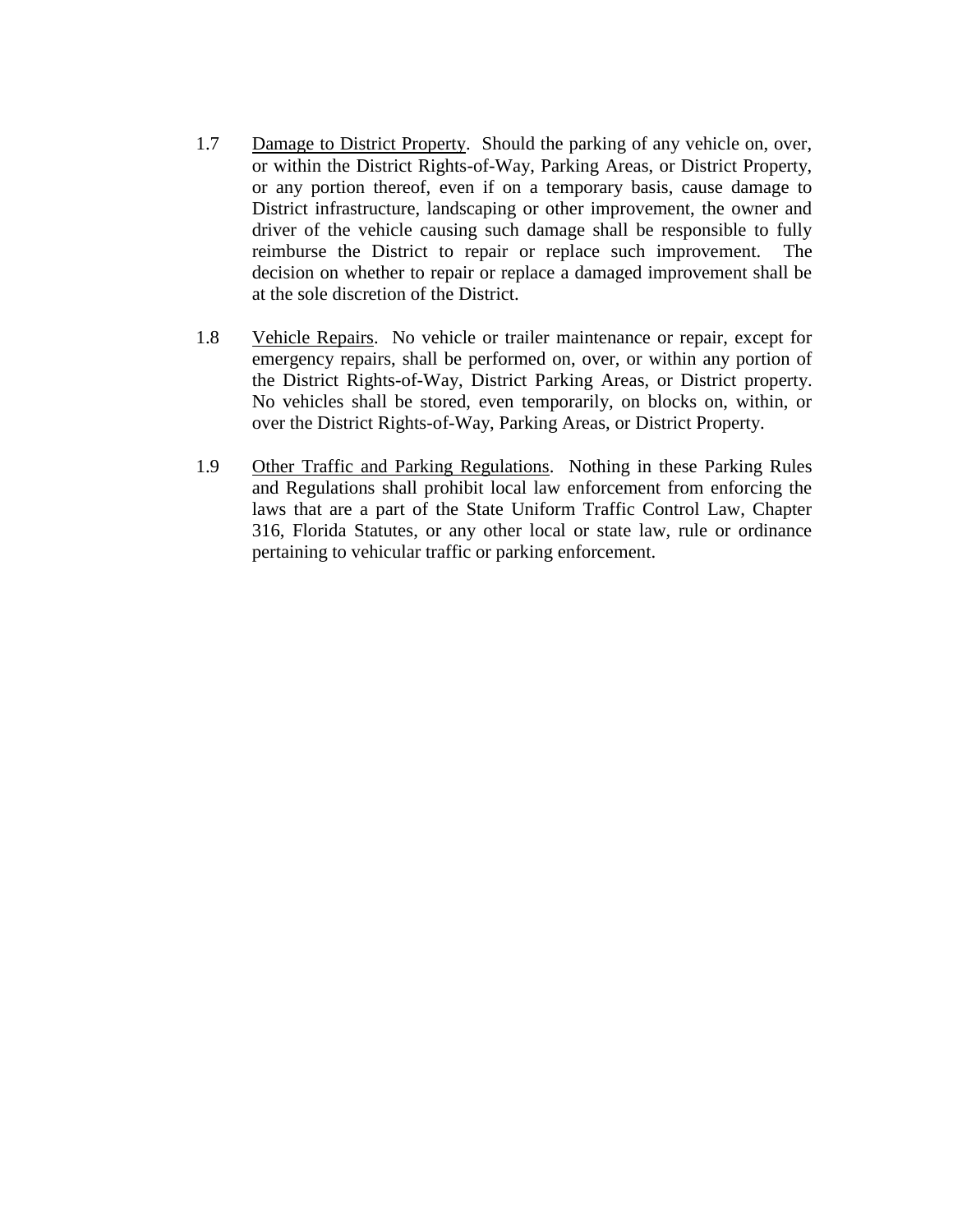1.7 <u>Damage to District Property</u>. Should the parking of any vehicle on, over, or within the District Rights-of-Way, Parking Areas, or District Property, or any portion thereof, even if on a temporary basis, cause damage to District infrastructure, landscaping or other improvement, the owner and driver of the vehicle causing such damage shall be responsible to fully reimburse the District to repair or replace such improvement. The decision on whether to repair or replace a damaged improvement shall be at the sole discretion of the District.

1.8 <u>Vehicle Repairs</u>. No vehicle or trailer maintenance or repair, except for emergency repairs, shall be performed on, over, or within any portion of the District Rights-of-Way, District Parking Areas, or District property. No vehicles shall be stored, even temporarily, on blocks on, within, or over the District Rights-of-Way, Parking Areas, or District Property.

1.9 <u>Other Traffic and Parking Regulations</u>. Nothing in these Parking Rules and Regulations shall prohibit local law enforcement from enforcing the laws that are a part of the State Uniform Traffic Control Law, Chapter 316, Florida Statutes, or any other local or state law, rule or ordinance pertaining to vehicular traffic or parking enforcement.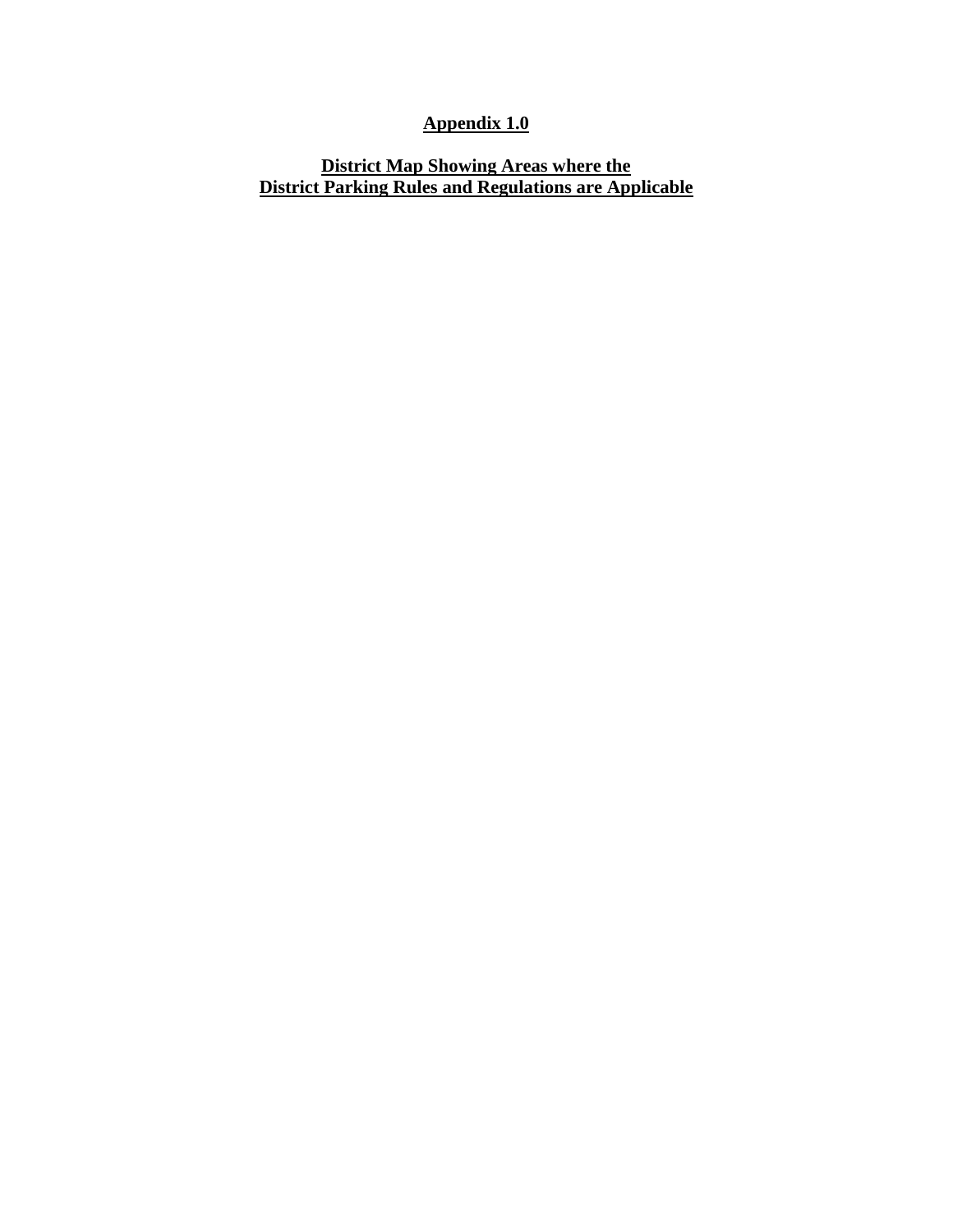# **Appendix 1.0**

## **District Map Showing Areas where the District Parking Rules and Regulations are Applicable**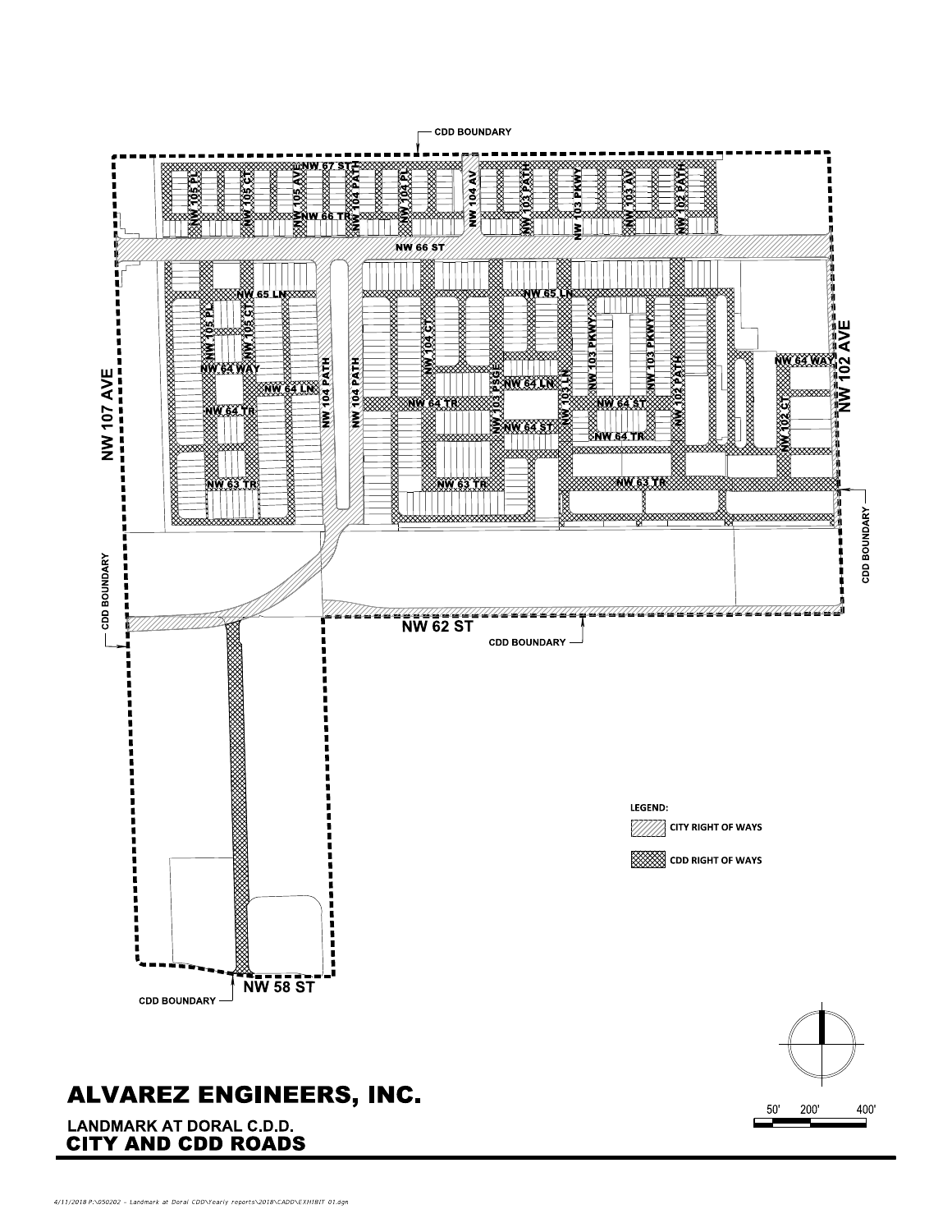CDD BOUNDARY

NW 67 ST

NW 105 PL

NW 105 CT

NW 105 AVE

NW 104 PATH

NW 104 PL

NW 104 AV

NW 103 PATH

NW 103 PKWY

NW 103 AV

NW 102 PATH

NW 66 TR

NW 66 ST

NW 65 LN

NW 105 PL

NW 105 CT

NW 64 WAY

NW 64 LN

NW 104 PATH

NW 104 PATH

NW 104 CT

NW 65 LN

NW 64 LN

NW 103 PSGE

NW 103 LN

NW 103 PKWY

NW 103 PKWY

NW 102 PATH

NW 64 WAY

NW 102 AVE

NW 107 AVE

NW 64 TR

NW 64 TR

NW 64 ST

NW 64 ST

NW 64 TR

NW 102 CT

NW 63 TR

NW 63 TR

NW 63 TR

CDD BOUNDARY

CDD BOUNDARY

NW 62 ST

CDD BOUNDARY

LEGEND:

CITY RIGHT OF WAYS

CDD RIGHT OF WAYS

NW 58 ST

CDD BOUNDARY

50' 200' 400'

# ALVAREZ ENGINEERS, INC.

LANDMARK AT DORAL C.D.D.

## CITY AND CDD ROADS

4/11/2018 P:\050202 - Landmark at Doral CDD\Yearly reports\2018\CADD\EXHIBIT 01.dgn